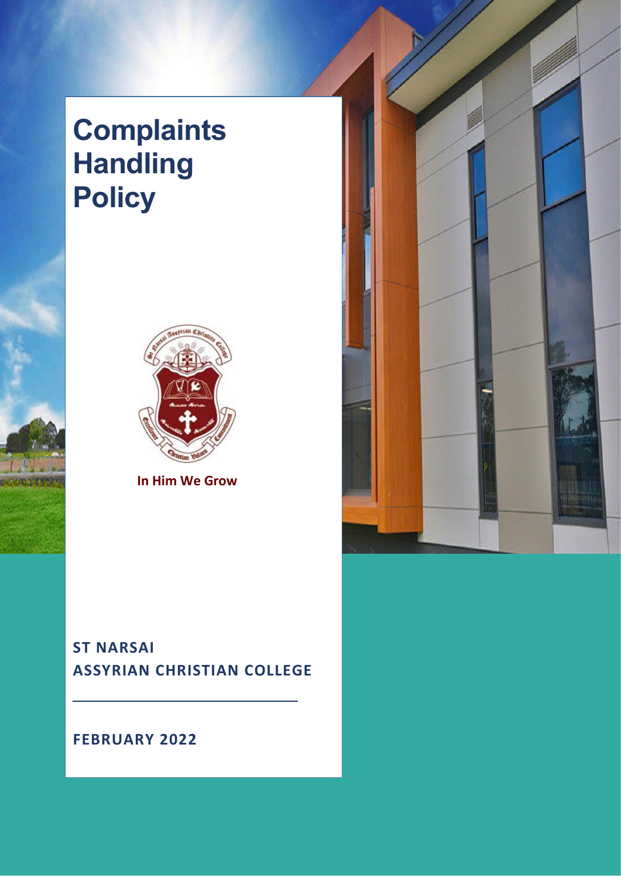# Complaints Handling Policy

In Him We Grow

**ST NARSAI ASSYRIAN CHRISTIAN COLLEGE**

**FEBRUARY 2022**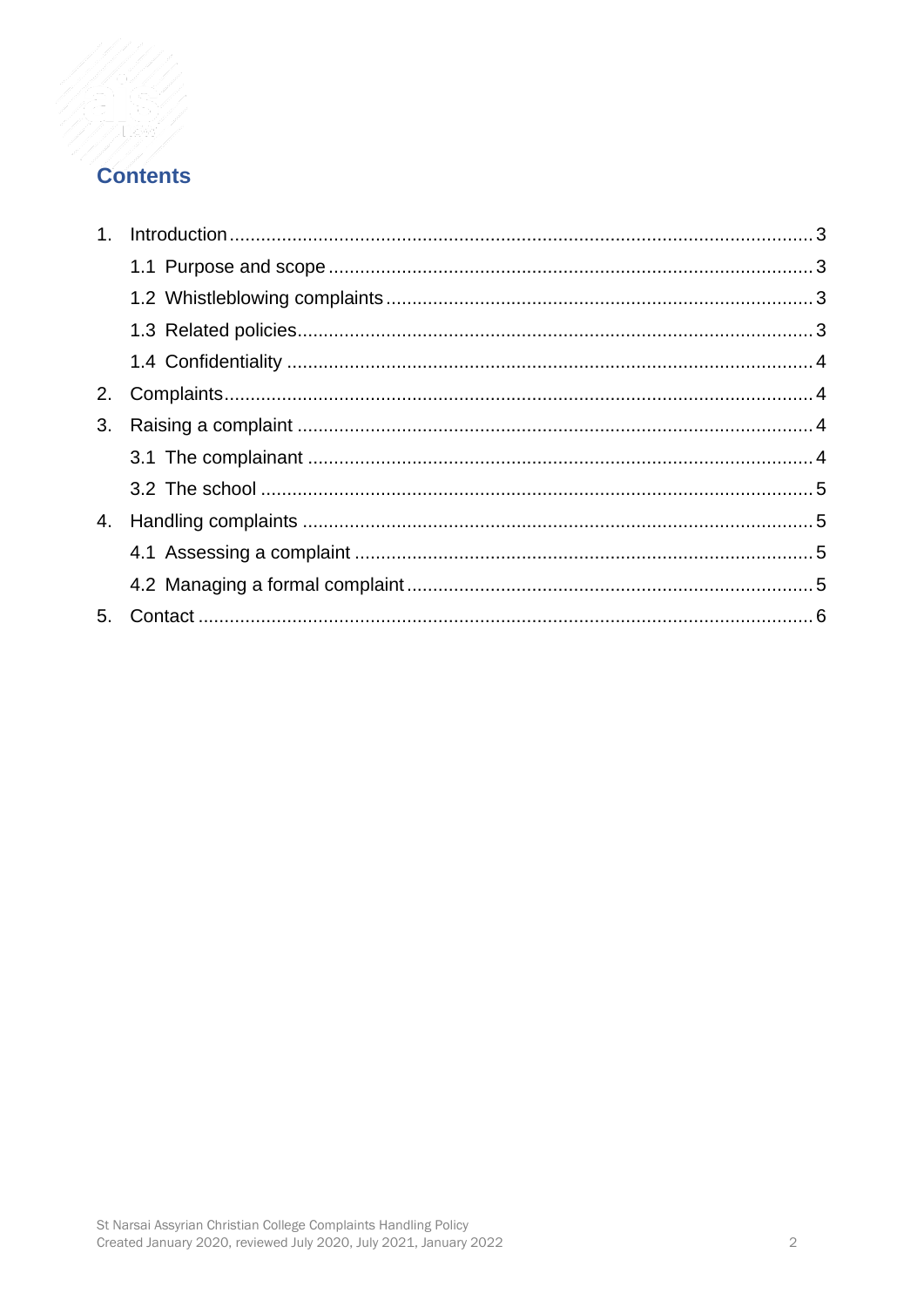# Contents

1. Introduction ........................................................................................................ 3
   - 1.1 Purpose and scope ........................................................................................ 3
   - 1.2 Whistleblowing complaints ............................................................................ 3
   - 1.3 Related policies............................................................................................. 3
   - 1.4 Confidentiality ............................................................................................... 4
2. Complaints........................................................................................................... 4
3. Raising a complaint .............................................................................................. 4
   - 3.1 The complainant ............................................................................................ 4
   - 3.2 The school .................................................................................................... 5
4. Handling complaints ............................................................................................. 5
   - 4.1 Assessing a complaint ................................................................................... 5
   - 4.2 Managing a formal complaint ......................................................................... 5
5. Contact ................................................................................................................ 6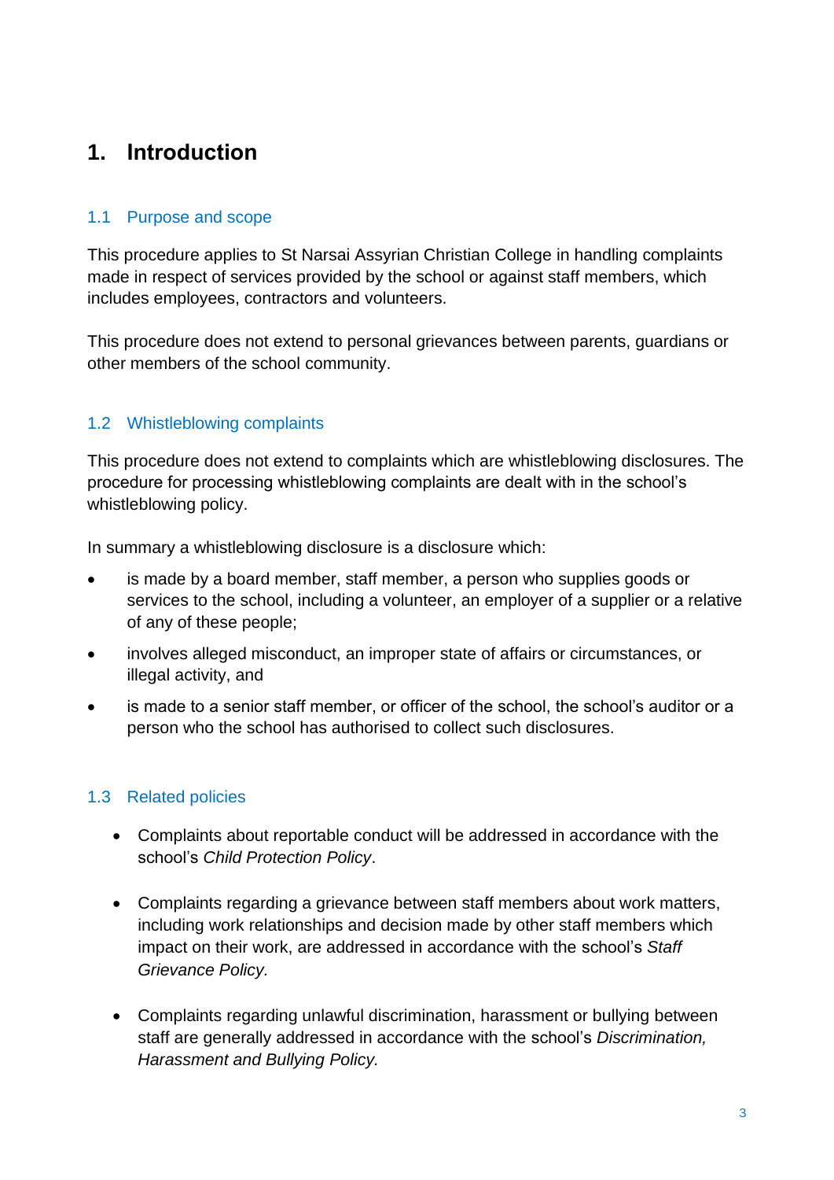# 1. Introduction

## 1.1 Purpose and scope

This procedure applies to St Narsai Assyrian Christian College in handling complaints made in respect of services provided by the school or against staff members, which includes employees, contractors and volunteers.

This procedure does not extend to personal grievances between parents, guardians or other members of the school community.

## 1.2 Whistleblowing complaints

This procedure does not extend to complaints which are whistleblowing disclosures. The procedure for processing whistleblowing complaints are dealt with in the school's whistleblowing policy.

In summary a whistleblowing disclosure is a disclosure which:

- is made by a board member, staff member, a person who supplies goods or services to the school, including a volunteer, an employer of a supplier or a relative of any of these people;
- involves alleged misconduct, an improper state of affairs or circumstances, or illegal activity, and
- is made to a senior staff member, or officer of the school, the school's auditor or a person who the school has authorised to collect such disclosures.

## 1.3 Related policies

- Complaints about reportable conduct will be addressed in accordance with the school's *Child Protection Policy*.
- Complaints regarding a grievance between staff members about work matters, including work relationships and decision made by other staff members which impact on their work, are addressed in accordance with the school's *Staff Grievance Policy.*
- Complaints regarding unlawful discrimination, harassment or bullying between staff are generally addressed in accordance with the school's *Discrimination, Harassment and Bullying Policy.*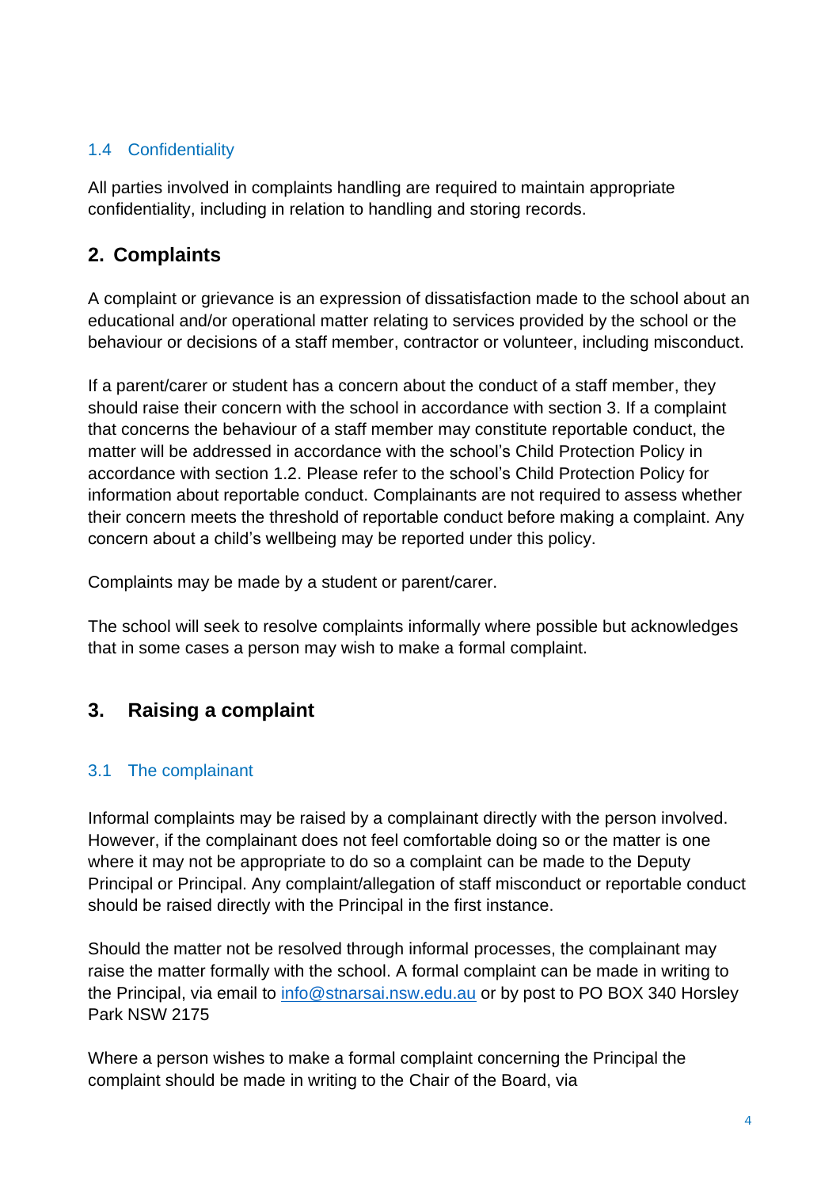### 1.4 Confidentiality

All parties involved in complaints handling are required to maintain appropriate confidentiality, including in relation to handling and storing records.

## 2. Complaints

A complaint or grievance is an expression of dissatisfaction made to the school about an educational and/or operational matter relating to services provided by the school or the behaviour or decisions of a staff member, contractor or volunteer, including misconduct.

If a parent/carer or student has a concern about the conduct of a staff member, they should raise their concern with the school in accordance with section 3. If a complaint that concerns the behaviour of a staff member may constitute reportable conduct, the matter will be addressed in accordance with the school's Child Protection Policy in accordance with section 1.2. Please refer to the school's Child Protection Policy for information about reportable conduct. Complainants are not required to assess whether their concern meets the threshold of reportable conduct before making a complaint. Any concern about a child's wellbeing may be reported under this policy.

Complaints may be made by a student or parent/carer.

The school will seek to resolve complaints informally where possible but acknowledges that in some cases a person may wish to make a formal complaint.

## 3. Raising a complaint

### 3.1 The complainant

Informal complaints may be raised by a complainant directly with the person involved. However, if the complainant does not feel comfortable doing so or the matter is one where it may not be appropriate to do so a complaint can be made to the Deputy Principal or Principal. Any complaint/allegation of staff misconduct or reportable conduct should be raised directly with the Principal in the first instance.

Should the matter not be resolved through informal processes, the complainant may raise the matter formally with the school. A formal complaint can be made in writing to the Principal, via email to info@stnarsai.nsw.edu.au or by post to PO BOX 340 Horsley Park NSW 2175

Where a person wishes to make a formal complaint concerning the Principal the complaint should be made in writing to the Chair of the Board, via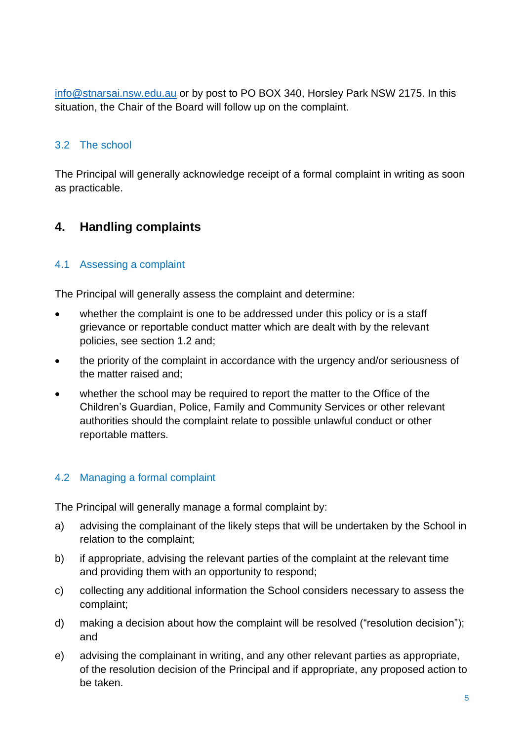info@stnarsai.nsw.edu.au or by post to PO BOX 340, Horsley Park NSW 2175. In this situation, the Chair of the Board will follow up on the complaint.

### 3.2 The school

The Principal will generally acknowledge receipt of a formal complaint in writing as soon as practicable.

## 4. Handling complaints

### 4.1 Assessing a complaint

The Principal will generally assess the complaint and determine:

- whether the complaint is one to be addressed under this policy or is a staff grievance or reportable conduct matter which are dealt with by the relevant policies, see section 1.2 and;
- the priority of the complaint in accordance with the urgency and/or seriousness of the matter raised and;
- whether the school may be required to report the matter to the Office of the Children's Guardian, Police, Family and Community Services or other relevant authorities should the complaint relate to possible unlawful conduct or other reportable matters.

### 4.2 Managing a formal complaint

The Principal will generally manage a formal complaint by:

a) advising the complainant of the likely steps that will be undertaken by the School in relation to the complaint;

b) if appropriate, advising the relevant parties of the complaint at the relevant time and providing them with an opportunity to respond;

c) collecting any additional information the School considers necessary to assess the complaint;

d) making a decision about how the complaint will be resolved ("resolution decision"); and

e) advising the complainant in writing, and any other relevant parties as appropriate, of the resolution decision of the Principal and if appropriate, any proposed action to be taken.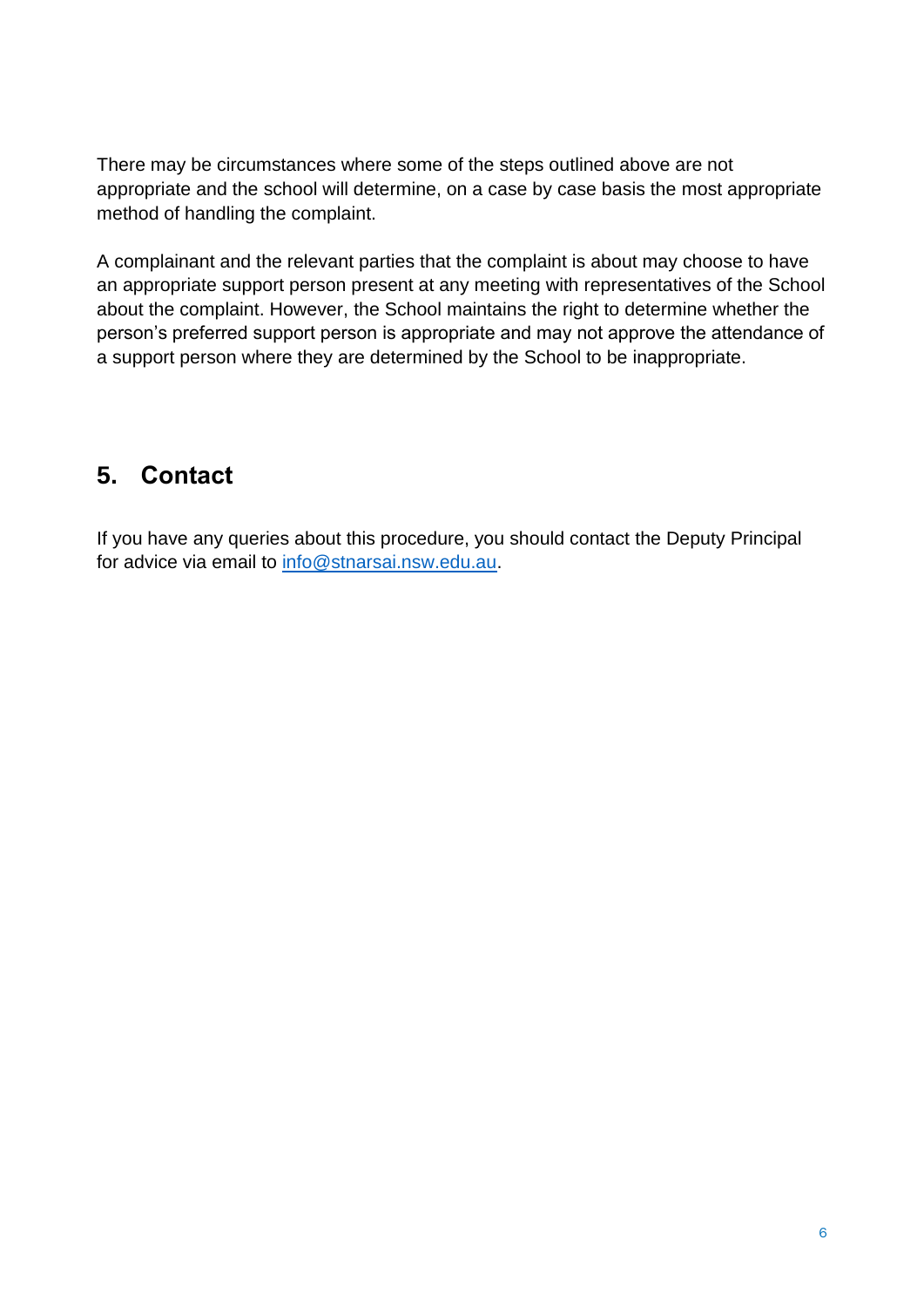There may be circumstances where some of the steps outlined above are not appropriate and the school will determine, on a case by case basis the most appropriate method of handling the complaint.

A complainant and the relevant parties that the complaint is about may choose to have an appropriate support person present at any meeting with representatives of the School about the complaint. However, the School maintains the right to determine whether the person's preferred support person is appropriate and may not approve the attendance of a support person where they are determined by the School to be inappropriate.

## 5. Contact

If you have any queries about this procedure, you should contact the Deputy Principal for advice via email to [info@stnarsai.nsw.edu.au](mailto:info@stnarsai.nsw.edu.au).